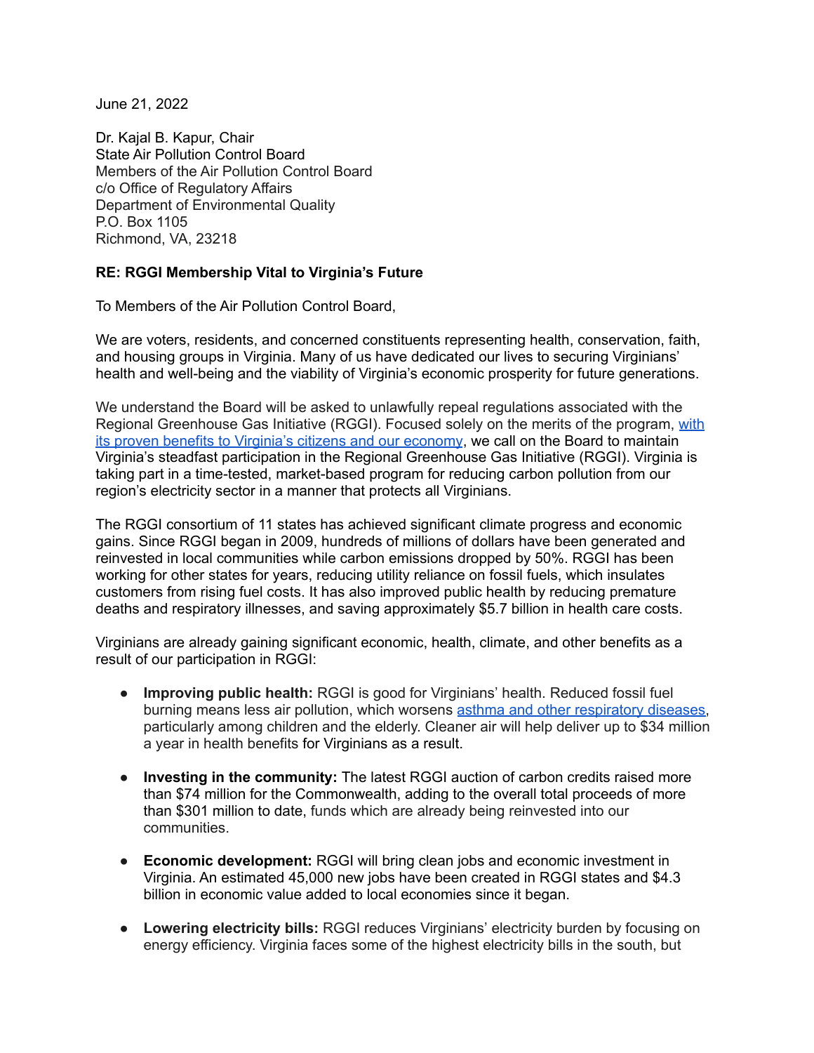June 21, 2022

Dr. Kajal B. Kapur, Chair
State Air Pollution Control Board
Members of the Air Pollution Control Board
c/o Office of Regulatory Affairs
Department of Environmental Quality
P.O. Box 1105
Richmond, VA, 23218

**RE: RGGI Membership Vital to Virginia's Future**

To Members of the Air Pollution Control Board,

We are voters, residents, and concerned constituents representing health, conservation, faith, and housing groups in Virginia. Many of us have dedicated our lives to securing Virginians' health and well-being and the viability of Virginia's economic prosperity for future generations.

We understand the Board will be asked to unlawfully repeal regulations associated with the Regional Greenhouse Gas Initiative (RGGI). Focused solely on the merits of the program, with its proven benefits to Virginia's citizens and our economy, we call on the Board to maintain Virginia's steadfast participation in the Regional Greenhouse Gas Initiative (RGGI). Virginia is taking part in a time-tested, market-based program for reducing carbon pollution from our region's electricity sector in a manner that protects all Virginians.

The RGGI consortium of 11 states has achieved significant climate progress and economic gains. Since RGGI began in 2009, hundreds of millions of dollars have been generated and reinvested in local communities while carbon emissions dropped by 50%. RGGI has been working for other states for years, reducing utility reliance on fossil fuels, which insulates customers from rising fuel costs. It has also improved public health by reducing premature deaths and respiratory illnesses, and saving approximately $5.7 billion in health care costs.

Virginians are already gaining significant economic, health, climate, and other benefits as a result of our participation in RGGI:

- **Improving public health:** RGGI is good for Virginians' health. Reduced fossil fuel burning means less air pollution, which worsens asthma and other respiratory diseases, particularly among children and the elderly. Cleaner air will help deliver up to $34 million a year in health benefits for Virginians as a result.

- **Investing in the community:** The latest RGGI auction of carbon credits raised more than $74 million for the Commonwealth, adding to the overall total proceeds of more than $301 million to date, funds which are already being reinvested into our communities.

- **Economic development:** RGGI will bring clean jobs and economic investment in Virginia. An estimated 45,000 new jobs have been created in RGGI states and $4.3 billion in economic value added to local economies since it began.

- **Lowering electricity bills:** RGGI reduces Virginians' electricity burden by focusing on energy efficiency. Virginia faces some of the highest electricity bills in the south, but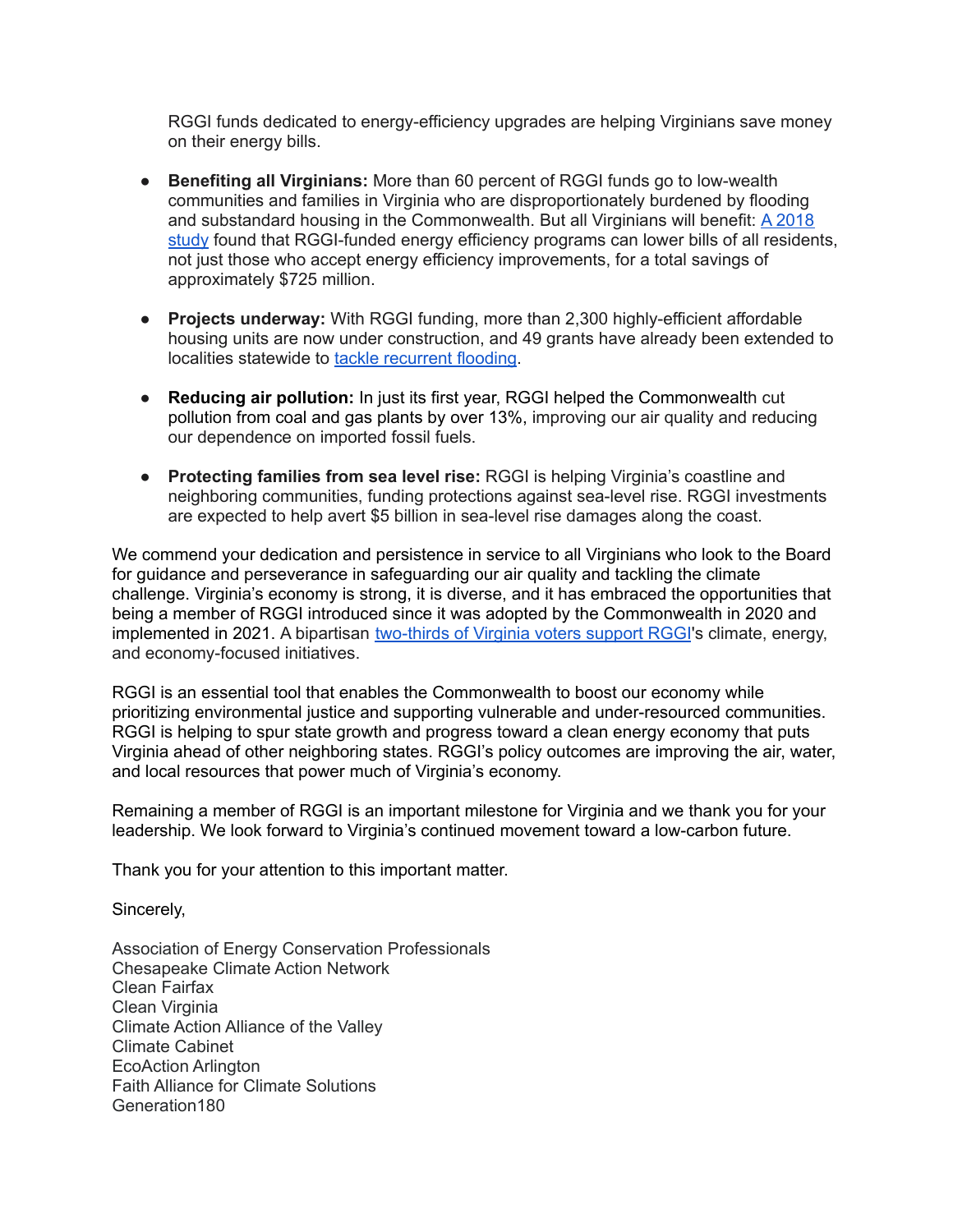RGGI funds dedicated to energy-efficiency upgrades are helping Virginians save money on their energy bills.

- **Benefiting all Virginians:** More than 60 percent of RGGI funds go to low-wealth communities and families in Virginia who are disproportionately burdened by flooding and substandard housing in the Commonwealth. But all Virginians will benefit: A 2018 study found that RGGI-funded energy efficiency programs can lower bills of all residents, not just those who accept energy efficiency improvements, for a total savings of approximately $725 million.

- **Projects underway:** With RGGI funding, more than 2,300 highly-efficient affordable housing units are now under construction, and 49 grants have already been extended to localities statewide to tackle recurrent flooding.

- **Reducing air pollution:** In just its first year, RGGI helped the Commonwealth cut pollution from coal and gas plants by over 13%, improving our air quality and reducing our dependence on imported fossil fuels.

- **Protecting families from sea level rise:** RGGI is helping Virginia's coastline and neighboring communities, funding protections against sea-level rise. RGGI investments are expected to help avert $5 billion in sea-level rise damages along the coast.

We commend your dedication and persistence in service to all Virginians who look to the Board for guidance and perseverance in safeguarding our air quality and tackling the climate challenge. Virginia's economy is strong, it is diverse, and it has embraced the opportunities that being a member of RGGI introduced since it was adopted by the Commonwealth in 2020 and implemented in 2021. A bipartisan two-thirds of Virginia voters support RGGI's climate, energy, and economy-focused initiatives.

RGGI is an essential tool that enables the Commonwealth to boost our economy while prioritizing environmental justice and supporting vulnerable and under-resourced communities. RGGI is helping to spur state growth and progress toward a clean energy economy that puts Virginia ahead of other neighboring states. RGGI's policy outcomes are improving the air, water, and local resources that power much of Virginia's economy.

Remaining a member of RGGI is an important milestone for Virginia and we thank you for your leadership. We look forward to Virginia's continued movement toward a low-carbon future.

Thank you for your attention to this important matter.

Sincerely,

Association of Energy Conservation Professionals
Chesapeake Climate Action Network
Clean Fairfax
Clean Virginia
Climate Action Alliance of the Valley
Climate Cabinet
EcoAction Arlington
Faith Alliance for Climate Solutions
Generation180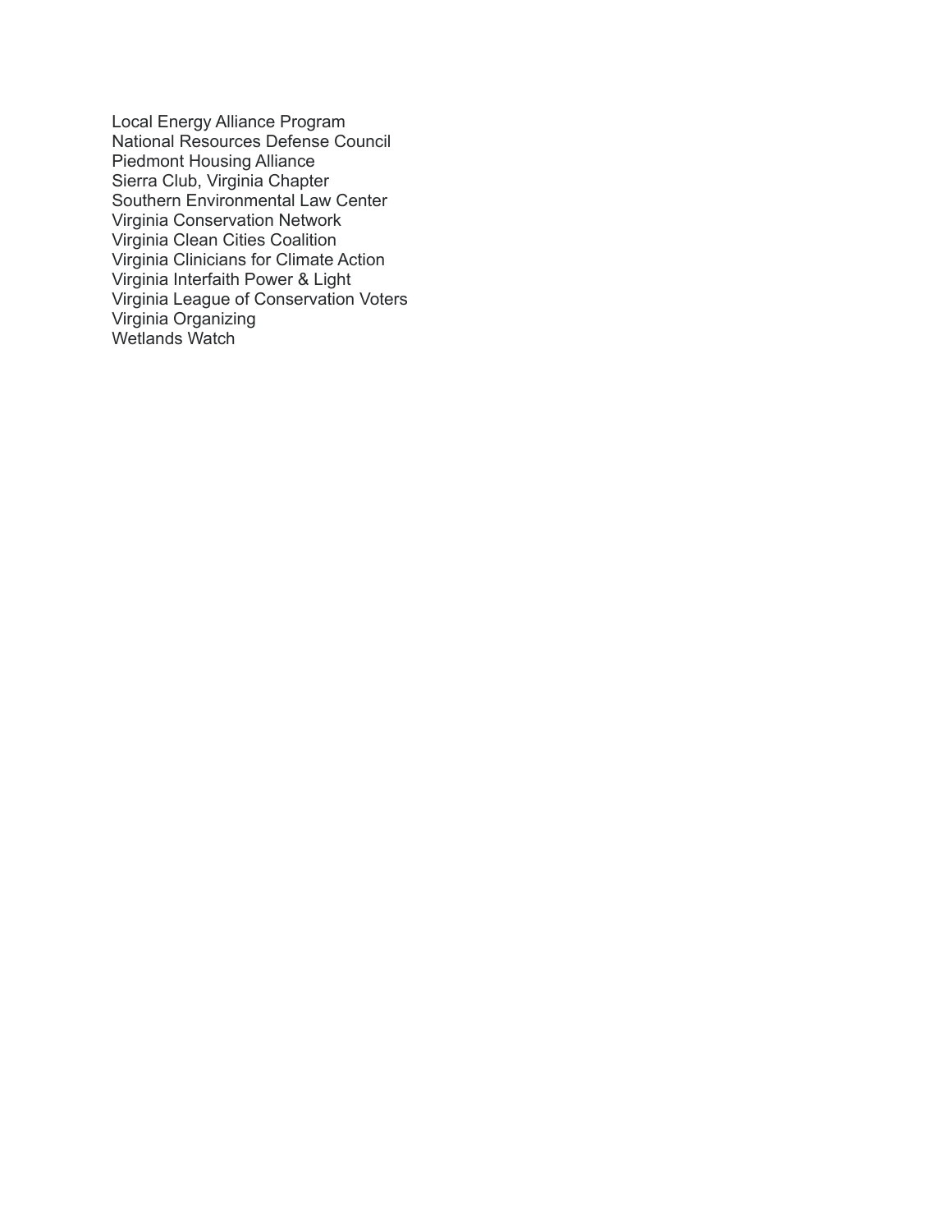Local Energy Alliance Program
National Resources Defense Council
Piedmont Housing Alliance
Sierra Club, Virginia Chapter
Southern Environmental Law Center
Virginia Conservation Network
Virginia Clean Cities Coalition
Virginia Clinicians for Climate Action
Virginia Interfaith Power & Light
Virginia League of Conservation Voters
Virginia Organizing
Wetlands Watch